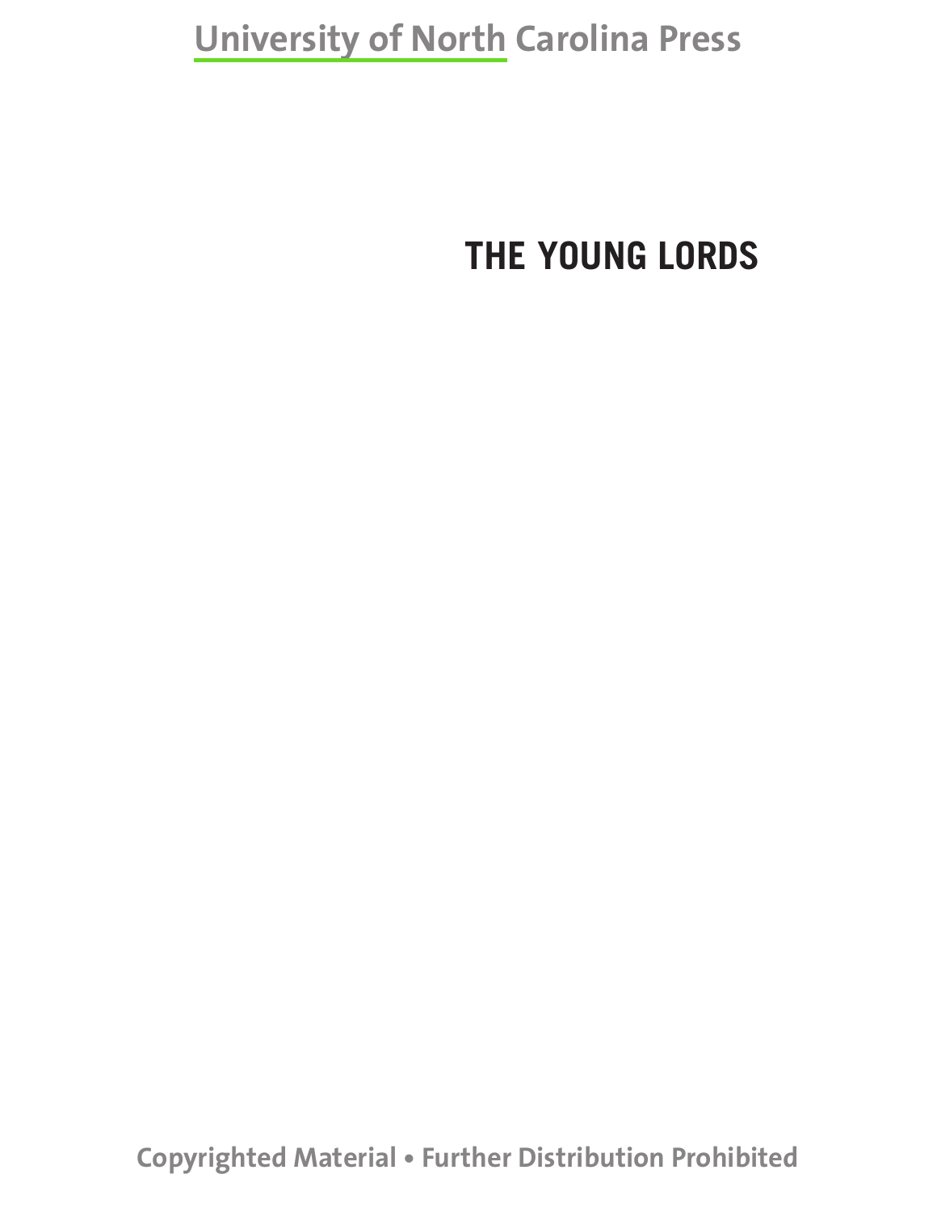# THE YOUNG LORDS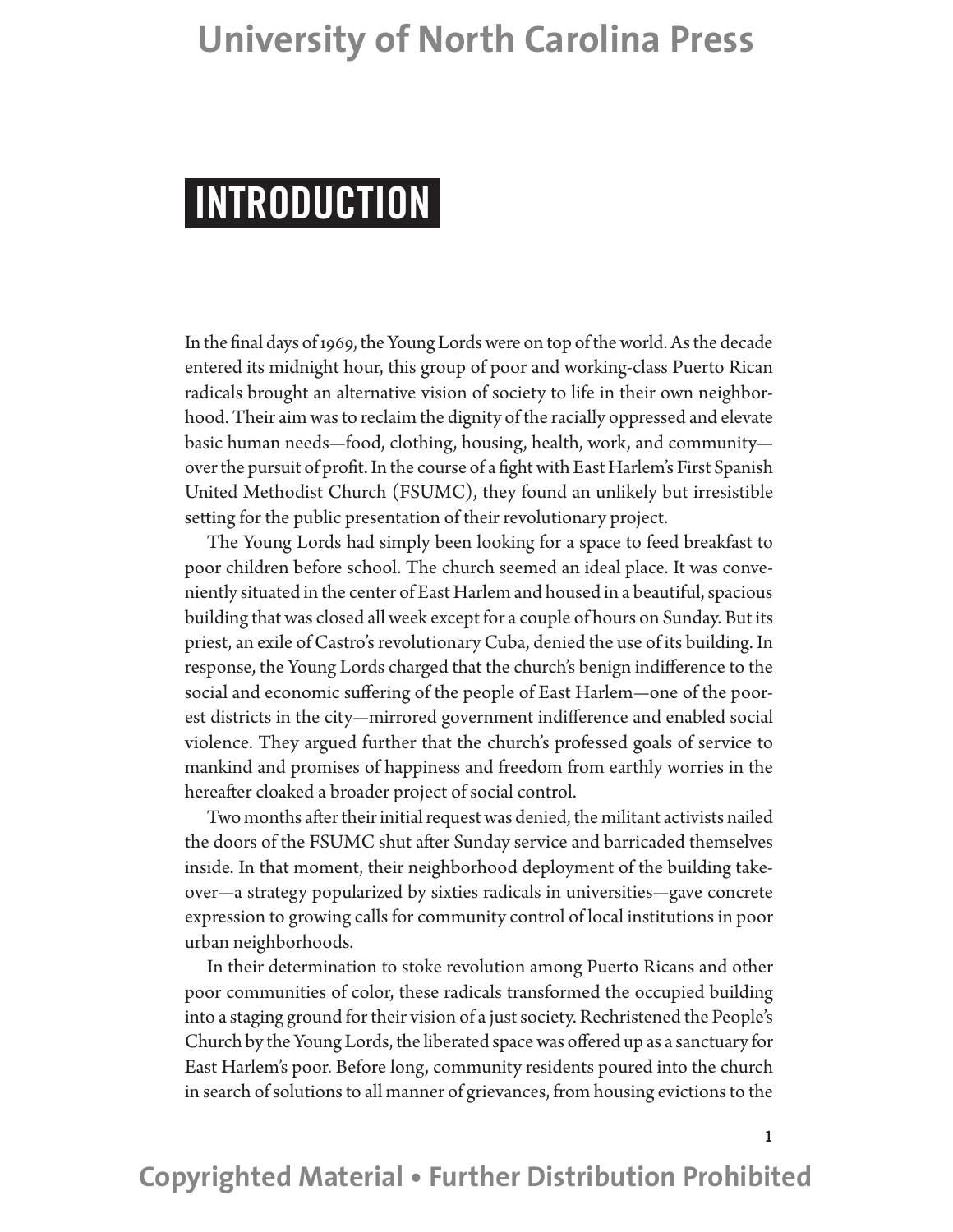# INTRODUCTION

In the final days of 1969, the Young Lords were on top of the world. As the decade entered its midnight hour, this group of poor and working-class Puerto Rican radicals brought an alternative vision of society to life in their own neighborhood. Their aim was to reclaim the dignity of the racially oppressed and elevate basic human needs—food, clothing, housing, health, work, and community—over the pursuit of profit. In the course of a fight with East Harlem's First Spanish United Methodist Church (FSUMC), they found an unlikely but irresistible setting for the public presentation of their revolutionary project.

The Young Lords had simply been looking for a space to feed breakfast to poor children before school. The church seemed an ideal place. It was conveniently situated in the center of East Harlem and housed in a beautiful, spacious building that was closed all week except for a couple of hours on Sunday. But its priest, an exile of Castro's revolutionary Cuba, denied the use of its building. In response, the Young Lords charged that the church's benign indifference to the social and economic suffering of the people of East Harlem—one of the poorest districts in the city—mirrored government indifference and enabled social violence. They argued further that the church's professed goals of service to mankind and promises of happiness and freedom from earthly worries in the hereafter cloaked a broader project of social control.

Two months after their initial request was denied, the militant activists nailed the doors of the FSUMC shut after Sunday service and barricaded themselves inside. In that moment, their neighborhood deployment of the building takeover—a strategy popularized by sixties radicals in universities—gave concrete expression to growing calls for community control of local institutions in poor urban neighborhoods.

In their determination to stoke revolution among Puerto Ricans and other poor communities of color, these radicals transformed the occupied building into a staging ground for their vision of a just society. Rechristened the People's Church by the Young Lords, the liberated space was offered up as a sanctuary for East Harlem's poor. Before long, community residents poured into the church in search of solutions to all manner of grievances, from housing evictions to the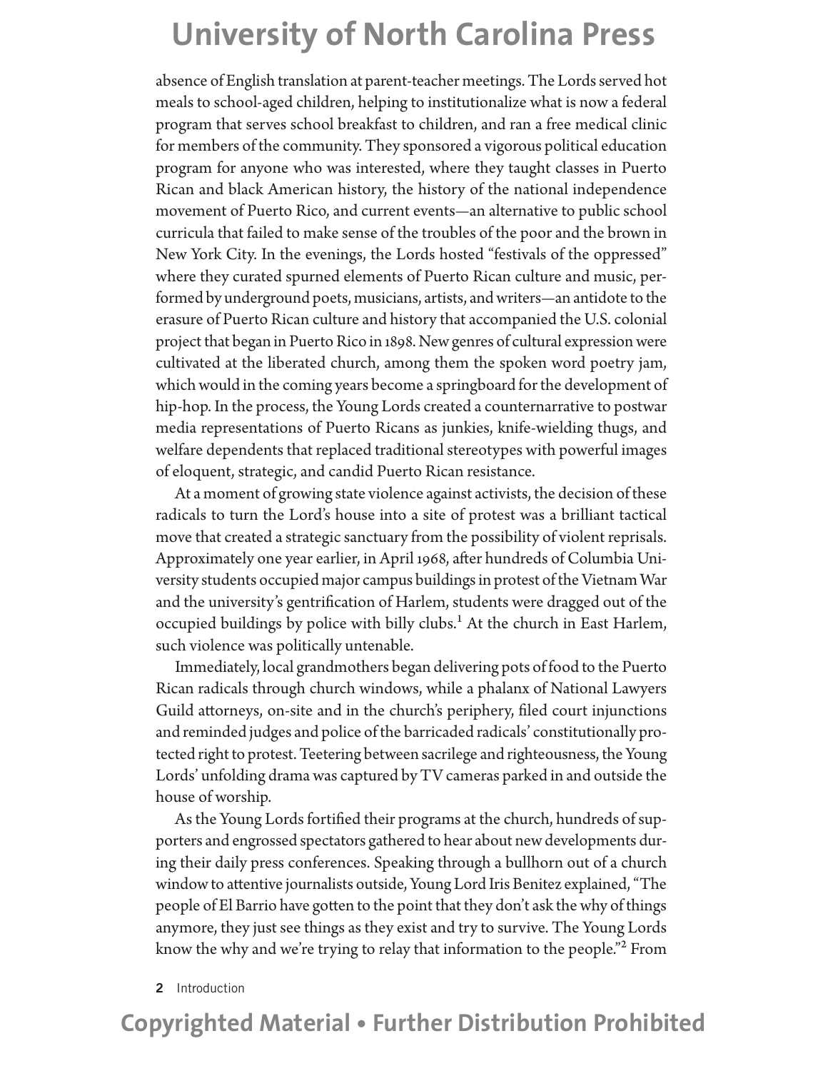absence of English translation at parent-teacher meetings. The Lords served hot meals to school-aged children, helping to institutionalize what is now a federal program that serves school breakfast to children, and ran a free medical clinic for members of the community. They sponsored a vigorous political education program for anyone who was interested, where they taught classes in Puerto Rican and black American history, the history of the national independence movement of Puerto Rico, and current events—an alternative to public school curricula that failed to make sense of the troubles of the poor and the brown in New York City. In the evenings, the Lords hosted "festivals of the oppressed" where they curated spurned elements of Puerto Rican culture and music, performed by underground poets, musicians, artists, and writers—an antidote to the erasure of Puerto Rican culture and history that accompanied the U.S. colonial project that began in Puerto Rico in 1898. New genres of cultural expression were cultivated at the liberated church, among them the spoken word poetry jam, which would in the coming years become a springboard for the development of hip-hop. In the process, the Young Lords created a counternarrative to postwar media representations of Puerto Ricans as junkies, knife-wielding thugs, and welfare dependents that replaced traditional stereotypes with powerful images of eloquent, strategic, and candid Puerto Rican resistance.

At a moment of growing state violence against activists, the decision of these radicals to turn the Lord's house into a site of protest was a brilliant tactical move that created a strategic sanctuary from the possibility of violent reprisals. Approximately one year earlier, in April 1968, after hundreds of Columbia University students occupied major campus buildings in protest of the Vietnam War and the university's gentrification of Harlem, students were dragged out of the occupied buildings by police with billy clubs.[1] At the church in East Harlem, such violence was politically untenable.

Immediately, local grandmothers began delivering pots of food to the Puerto Rican radicals through church windows, while a phalanx of National Lawyers Guild attorneys, on-site and in the church's periphery, filed court injunctions and reminded judges and police of the barricaded radicals' constitutionally protected right to protest. Teetering between sacrilege and righteousness, the Young Lords' unfolding drama was captured by TV cameras parked in and outside the house of worship.

As the Young Lords fortified their programs at the church, hundreds of supporters and engrossed spectators gathered to hear about new developments during their daily press conferences. Speaking through a bullhorn out of a church window to attentive journalists outside, Young Lord Iris Benitez explained, "The people of El Barrio have gotten to the point that they don't ask the why of things anymore, they just see things as they exist and try to survive. The Young Lords know the why and we're trying to relay that information to the people."[2] From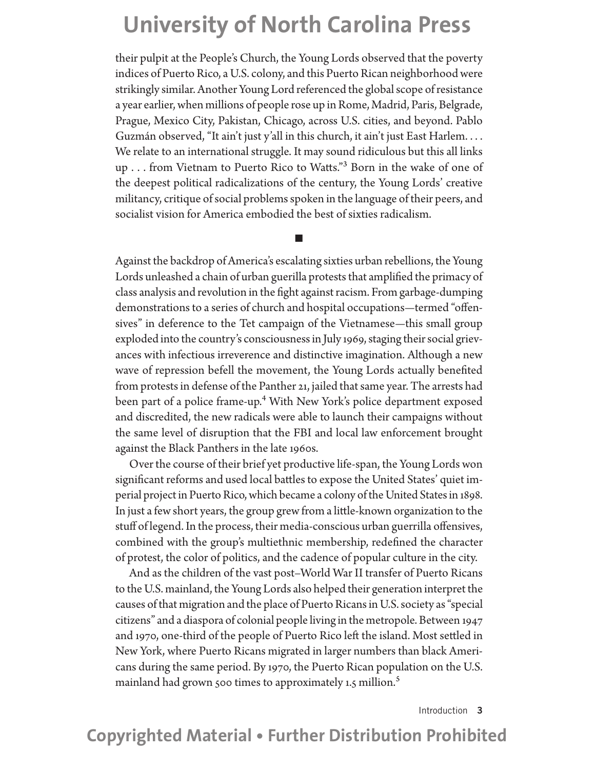their pulpit at the People's Church, the Young Lords observed that the poverty indices of Puerto Rico, a U.S. colony, and this Puerto Rican neighborhood were strikingly similar. Another Young Lord referenced the global scope of resistance a year earlier, when millions of people rose up in Rome, Madrid, Paris, Belgrade, Prague, Mexico City, Pakistan, Chicago, across U.S. cities, and beyond. Pablo Guzmán observed, "It ain't just y'all in this church, it ain't just East Harlem. . . . We relate to an international struggle. It may sound ridiculous but this all links up . . . from Vietnam to Puerto Rico to Watts."[3] Born in the wake of one of the deepest political radicalizations of the century, the Young Lords' creative militancy, critique of social problems spoken in the language of their peers, and socialist vision for America embodied the best of sixties radicalism.

■

Against the backdrop of America's escalating sixties urban rebellions, the Young Lords unleashed a chain of urban guerilla protests that amplified the primacy of class analysis and revolution in the fight against racism. From garbage-dumping demonstrations to a series of church and hospital occupations—termed "offensives" in deference to the Tet campaign of the Vietnamese—this small group exploded into the country's consciousness in July 1969, staging their social grievances with infectious irreverence and distinctive imagination. Although a new wave of repression befell the movement, the Young Lords actually benefited from protests in defense of the Panther 21, jailed that same year. The arrests had been part of a police frame-up.[4] With New York's police department exposed and discredited, the new radicals were able to launch their campaigns without the same level of disruption that the FBI and local law enforcement brought against the Black Panthers in the late 1960s.

Over the course of their brief yet productive life-span, the Young Lords won significant reforms and used local battles to expose the United States' quiet imperial project in Puerto Rico, which became a colony of the United States in 1898. In just a few short years, the group grew from a little-known organization to the stuff of legend. In the process, their media-conscious urban guerrilla offensives, combined with the group's multiethnic membership, redefined the character of protest, the color of politics, and the cadence of popular culture in the city.

And as the children of the vast post–World War II transfer of Puerto Ricans to the U.S. mainland, the Young Lords also helped their generation interpret the causes of that migration and the place of Puerto Ricans in U.S. society as "special citizens" and a diaspora of colonial people living in the metropole. Between 1947 and 1970, one-third of the people of Puerto Rico left the island. Most settled in New York, where Puerto Ricans migrated in larger numbers than black Americans during the same period. By 1970, the Puerto Rican population on the U.S. mainland had grown 500 times to approximately 1.5 million.[5]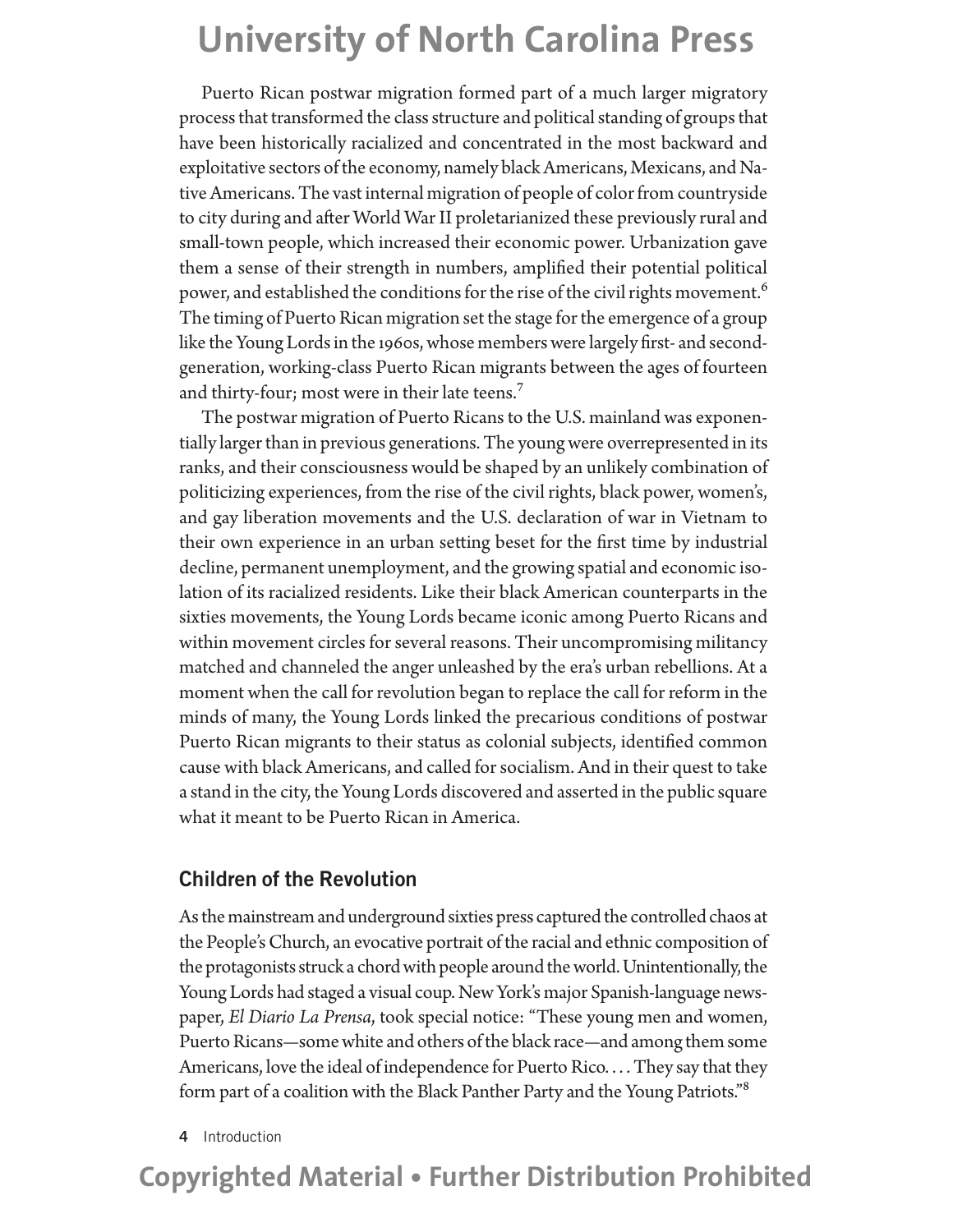Puerto Rican postwar migration formed part of a much larger migratory process that transformed the class structure and political standing of groups that have been historically racialized and concentrated in the most backward and exploitative sectors of the economy, namely black Americans, Mexicans, and Native Americans. The vast internal migration of people of color from countryside to city during and after World War II proletarianized these previously rural and small-town people, which increased their economic power. Urbanization gave them a sense of their strength in numbers, amplified their potential political power, and established the conditions for the rise of the civil rights movement.[6] The timing of Puerto Rican migration set the stage for the emergence of a group like the Young Lords in the 1960s, whose members were largely first- and second-generation, working-class Puerto Rican migrants between the ages of fourteen and thirty-four; most were in their late teens.[7]

The postwar migration of Puerto Ricans to the U.S. mainland was exponentially larger than in previous generations. The young were overrepresented in its ranks, and their consciousness would be shaped by an unlikely combination of politicizing experiences, from the rise of the civil rights, black power, women's, and gay liberation movements and the U.S. declaration of war in Vietnam to their own experience in an urban setting beset for the first time by industrial decline, permanent unemployment, and the growing spatial and economic isolation of its racialized residents. Like their black American counterparts in the sixties movements, the Young Lords became iconic among Puerto Ricans and within movement circles for several reasons. Their uncompromising militancy matched and channeled the anger unleashed by the era's urban rebellions. At a moment when the call for revolution began to replace the call for reform in the minds of many, the Young Lords linked the precarious conditions of postwar Puerto Rican migrants to their status as colonial subjects, identified common cause with black Americans, and called for socialism. And in their quest to take a stand in the city, the Young Lords discovered and asserted in the public square what it meant to be Puerto Rican in America.

## Children of the Revolution

As the mainstream and underground sixties press captured the controlled chaos at the People's Church, an evocative portrait of the racial and ethnic composition of the protagonists struck a chord with people around the world. Unintentionally, the Young Lords had staged a visual coup. New York's major Spanish-language newspaper, *El Diario La Prensa*, took special notice: "These young men and women, Puerto Ricans—some white and others of the black race—and among them some Americans, love the ideal of independence for Puerto Rico. . . . They say that they form part of a coalition with the Black Panther Party and the Young Patriots."[8]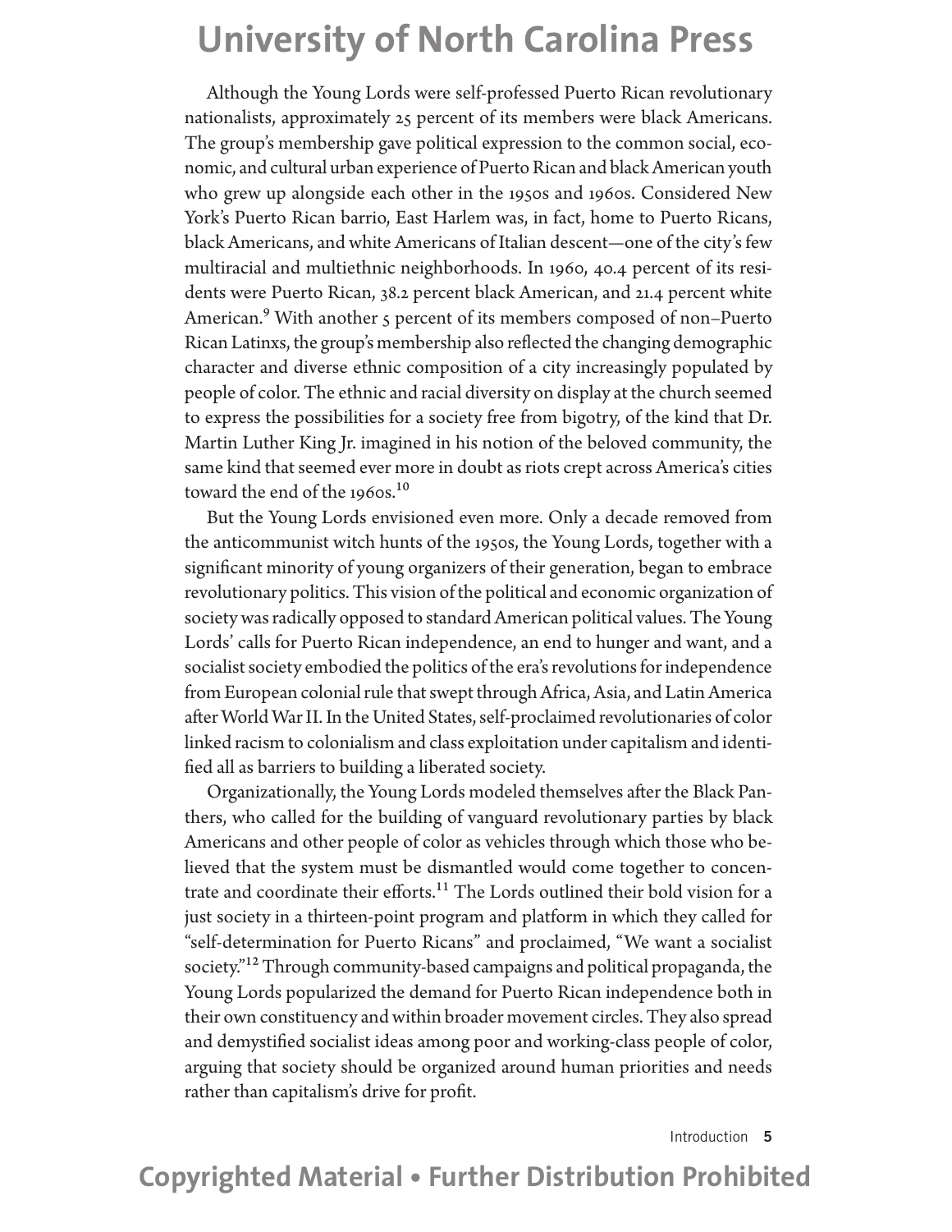Although the Young Lords were self-professed Puerto Rican revolutionary nationalists, approximately 25 percent of its members were black Americans. The group's membership gave political expression to the common social, economic, and cultural urban experience of Puerto Rican and black American youth who grew up alongside each other in the 1950s and 1960s. Considered New York's Puerto Rican barrio, East Harlem was, in fact, home to Puerto Ricans, black Americans, and white Americans of Italian descent—one of the city's few multiracial and multiethnic neighborhoods. In 1960, 40.4 percent of its residents were Puerto Rican, 38.2 percent black American, and 21.4 percent white American.[9] With another 5 percent of its members composed of non–Puerto Rican Latinxs, the group's membership also reflected the changing demographic character and diverse ethnic composition of a city increasingly populated by people of color. The ethnic and racial diversity on display at the church seemed to express the possibilities for a society free from bigotry, of the kind that Dr. Martin Luther King Jr. imagined in his notion of the beloved community, the same kind that seemed ever more in doubt as riots crept across America's cities toward the end of the 1960s.[10]

But the Young Lords envisioned even more. Only a decade removed from the anticommunist witch hunts of the 1950s, the Young Lords, together with a significant minority of young organizers of their generation, began to embrace revolutionary politics. This vision of the political and economic organization of society was radically opposed to standard American political values. The Young Lords' calls for Puerto Rican independence, an end to hunger and want, and a socialist society embodied the politics of the era's revolutions for independence from European colonial rule that swept through Africa, Asia, and Latin America after World War II. In the United States, self-proclaimed revolutionaries of color linked racism to colonialism and class exploitation under capitalism and identified all as barriers to building a liberated society.

Organizationally, the Young Lords modeled themselves after the Black Panthers, who called for the building of vanguard revolutionary parties by black Americans and other people of color as vehicles through which those who believed that the system must be dismantled would come together to concentrate and coordinate their efforts.[11] The Lords outlined their bold vision for a just society in a thirteen-point program and platform in which they called for "self-determination for Puerto Ricans" and proclaimed, "We want a socialist society."[12] Through community-based campaigns and political propaganda, the Young Lords popularized the demand for Puerto Rican independence both in their own constituency and within broader movement circles. They also spread and demystified socialist ideas among poor and working-class people of color, arguing that society should be organized around human priorities and needs rather than capitalism's drive for profit.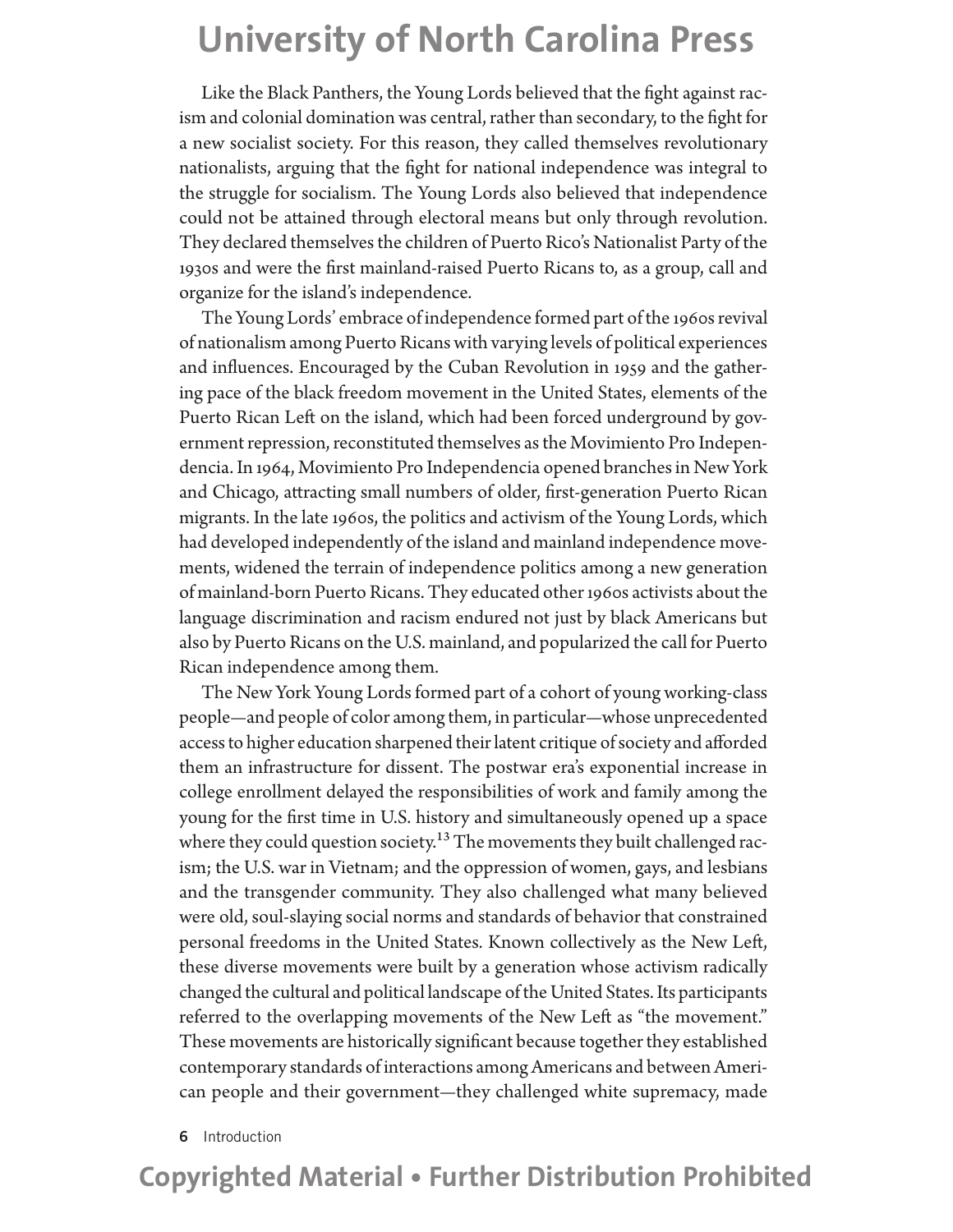Like the Black Panthers, the Young Lords believed that the fight against racism and colonial domination was central, rather than secondary, to the fight for a new socialist society. For this reason, they called themselves revolutionary nationalists, arguing that the fight for national independence was integral to the struggle for socialism. The Young Lords also believed that independence could not be attained through electoral means but only through revolution. They declared themselves the children of Puerto Rico's Nationalist Party of the 1930s and were the first mainland-raised Puerto Ricans to, as a group, call and organize for the island's independence.

The Young Lords' embrace of independence formed part of the 1960s revival of nationalism among Puerto Ricans with varying levels of political experiences and influences. Encouraged by the Cuban Revolution in 1959 and the gathering pace of the black freedom movement in the United States, elements of the Puerto Rican Left on the island, which had been forced underground by government repression, reconstituted themselves as the Movimiento Pro Independencia. In 1964, Movimiento Pro Independencia opened branches in New York and Chicago, attracting small numbers of older, first-generation Puerto Rican migrants. In the late 1960s, the politics and activism of the Young Lords, which had developed independently of the island and mainland independence movements, widened the terrain of independence politics among a new generation of mainland-born Puerto Ricans. They educated other 1960s activists about the language discrimination and racism endured not just by black Americans but also by Puerto Ricans on the U.S. mainland, and popularized the call for Puerto Rican independence among them.

The New York Young Lords formed part of a cohort of young working-class people—and people of color among them, in particular—whose unprecedented access to higher education sharpened their latent critique of society and afforded them an infrastructure for dissent. The postwar era's exponential increase in college enrollment delayed the responsibilities of work and family among the young for the first time in U.S. history and simultaneously opened up a space where they could question society.[13] The movements they built challenged racism; the U.S. war in Vietnam; and the oppression of women, gays, and lesbians and the transgender community. They also challenged what many believed were old, soul-slaying social norms and standards of behavior that constrained personal freedoms in the United States. Known collectively as the New Left, these diverse movements were built by a generation whose activism radically changed the cultural and political landscape of the United States. Its participants referred to the overlapping movements of the New Left as "the movement." These movements are historically significant because together they established contemporary standards of interactions among Americans and between American people and their government—they challenged white supremacy, made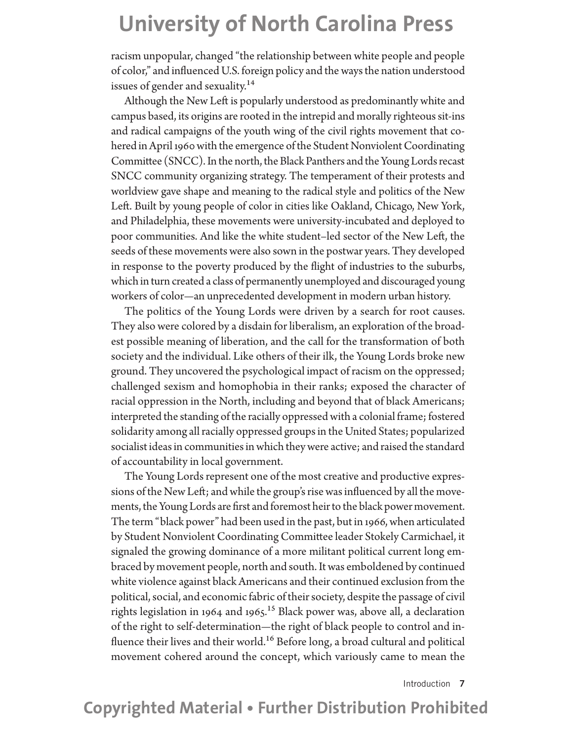racism unpopular, changed "the relationship between white people and people of color," and influenced U.S. foreign policy and the ways the nation understood issues of gender and sexuality.[14]

Although the New Left is popularly understood as predominantly white and campus based, its origins are rooted in the intrepid and morally righteous sit-ins and radical campaigns of the youth wing of the civil rights movement that cohered in April 1960 with the emergence of the Student Nonviolent Coordinating Committee (SNCC). In the north, the Black Panthers and the Young Lords recast SNCC community organizing strategy. The temperament of their protests and worldview gave shape and meaning to the radical style and politics of the New Left. Built by young people of color in cities like Oakland, Chicago, New York, and Philadelphia, these movements were university-incubated and deployed to poor communities. And like the white student–led sector of the New Left, the seeds of these movements were also sown in the postwar years. They developed in response to the poverty produced by the flight of industries to the suburbs, which in turn created a class of permanently unemployed and discouraged young workers of color—an unprecedented development in modern urban history.

The politics of the Young Lords were driven by a search for root causes. They also were colored by a disdain for liberalism, an exploration of the broadest possible meaning of liberation, and the call for the transformation of both society and the individual. Like others of their ilk, the Young Lords broke new ground. They uncovered the psychological impact of racism on the oppressed; challenged sexism and homophobia in their ranks; exposed the character of racial oppression in the North, including and beyond that of black Americans; interpreted the standing of the racially oppressed with a colonial frame; fostered solidarity among all racially oppressed groups in the United States; popularized socialist ideas in communities in which they were active; and raised the standard of accountability in local government.

The Young Lords represent one of the most creative and productive expressions of the New Left; and while the group's rise was influenced by all the movements, the Young Lords are first and foremost heir to the black power movement. The term "black power" had been used in the past, but in 1966, when articulated by Student Nonviolent Coordinating Committee leader Stokely Carmichael, it signaled the growing dominance of a more militant political current long embraced by movement people, north and south. It was emboldened by continued white violence against black Americans and their continued exclusion from the political, social, and economic fabric of their society, despite the passage of civil rights legislation in 1964 and 1965.[15] Black power was, above all, a declaration of the right to self-determination—the right of black people to control and influence their lives and their world.[16] Before long, a broad cultural and political movement cohered around the concept, which variously came to mean the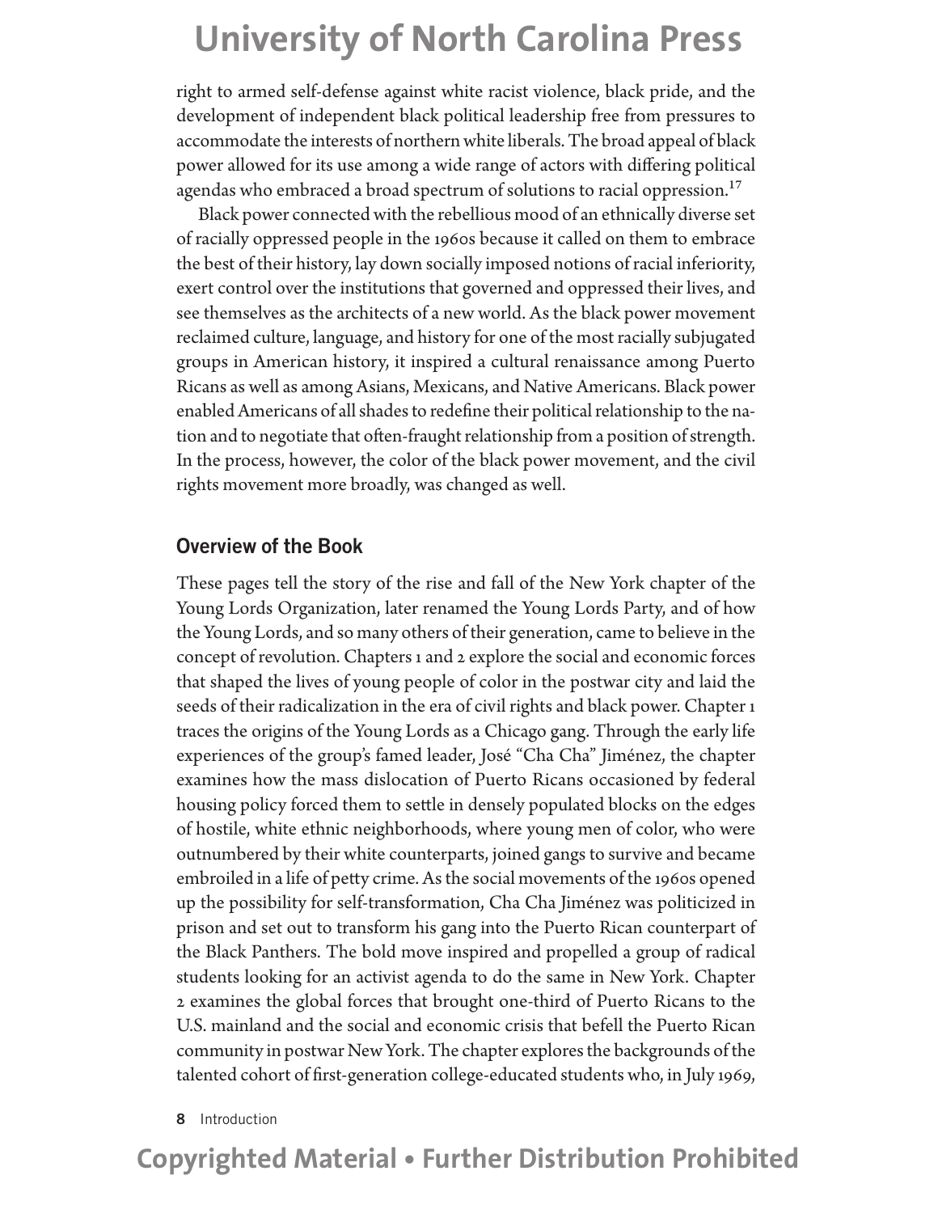right to armed self-defense against white racist violence, black pride, and the development of independent black political leadership free from pressures to accommodate the interests of northern white liberals. The broad appeal of black power allowed for its use among a wide range of actors with differing political agendas who embraced a broad spectrum of solutions to racial oppression.[17]

Black power connected with the rebellious mood of an ethnically diverse set of racially oppressed people in the 1960s because it called on them to embrace the best of their history, lay down socially imposed notions of racial inferiority, exert control over the institutions that governed and oppressed their lives, and see themselves as the architects of a new world. As the black power movement reclaimed culture, language, and history for one of the most racially subjugated groups in American history, it inspired a cultural renaissance among Puerto Ricans as well as among Asians, Mexicans, and Native Americans. Black power enabled Americans of all shades to redefine their political relationship to the nation and to negotiate that often-fraught relationship from a position of strength. In the process, however, the color of the black power movement, and the civil rights movement more broadly, was changed as well.

## Overview of the Book

These pages tell the story of the rise and fall of the New York chapter of the Young Lords Organization, later renamed the Young Lords Party, and of how the Young Lords, and so many others of their generation, came to believe in the concept of revolution. Chapters 1 and 2 explore the social and economic forces that shaped the lives of young people of color in the postwar city and laid the seeds of their radicalization in the era of civil rights and black power. Chapter 1 traces the origins of the Young Lords as a Chicago gang. Through the early life experiences of the group's famed leader, José "Cha Cha" Jiménez, the chapter examines how the mass dislocation of Puerto Ricans occasioned by federal housing policy forced them to settle in densely populated blocks on the edges of hostile, white ethnic neighborhoods, where young men of color, who were outnumbered by their white counterparts, joined gangs to survive and became embroiled in a life of petty crime. As the social movements of the 1960s opened up the possibility for self-transformation, Cha Cha Jiménez was politicized in prison and set out to transform his gang into the Puerto Rican counterpart of the Black Panthers. The bold move inspired and propelled a group of radical students looking for an activist agenda to do the same in New York. Chapter 2 examines the global forces that brought one-third of Puerto Ricans to the U.S. mainland and the social and economic crisis that befell the Puerto Rican community in postwar New York. The chapter explores the backgrounds of the talented cohort of first-generation college-educated students who, in July 1969,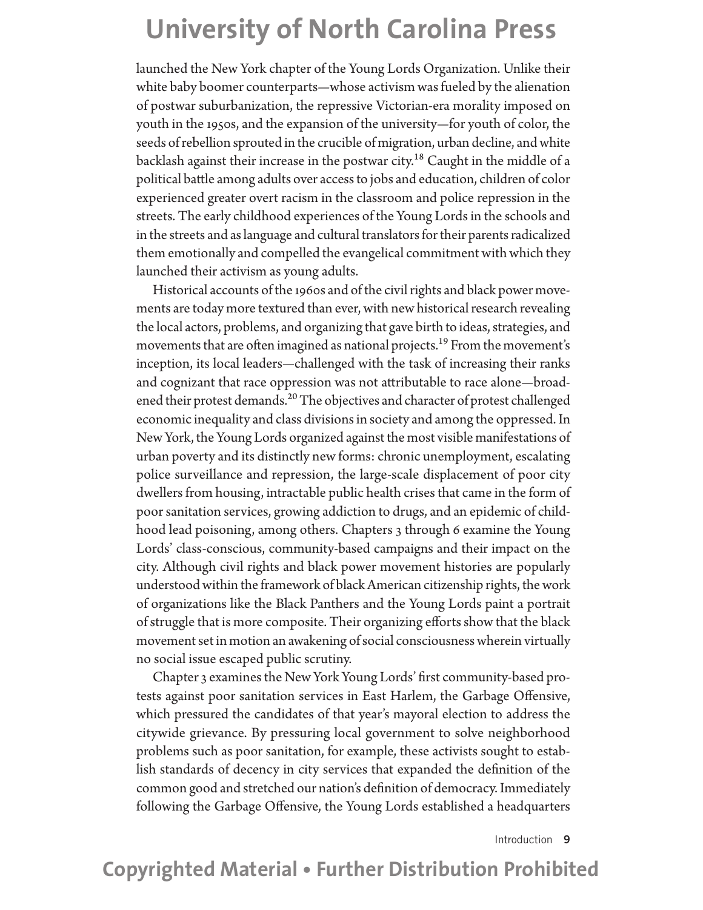launched the New York chapter of the Young Lords Organization. Unlike their white baby boomer counterparts—whose activism was fueled by the alienation of postwar suburbanization, the repressive Victorian-era morality imposed on youth in the 1950s, and the expansion of the university—for youth of color, the seeds of rebellion sprouted in the crucible of migration, urban decline, and white backlash against their increase in the postwar city.[18] Caught in the middle of a political battle among adults over access to jobs and education, children of color experienced greater overt racism in the classroom and police repression in the streets. The early childhood experiences of the Young Lords in the schools and in the streets and as language and cultural translators for their parents radicalized them emotionally and compelled the evangelical commitment with which they launched their activism as young adults.

Historical accounts of the 1960s and of the civil rights and black power movements are today more textured than ever, with new historical research revealing the local actors, problems, and organizing that gave birth to ideas, strategies, and movements that are often imagined as national projects.[19] From the movement's inception, its local leaders—challenged with the task of increasing their ranks and cognizant that race oppression was not attributable to race alone—broadened their protest demands.[20] The objectives and character of protest challenged economic inequality and class divisions in society and among the oppressed. In New York, the Young Lords organized against the most visible manifestations of urban poverty and its distinctly new forms: chronic unemployment, escalating police surveillance and repression, the large-scale displacement of poor city dwellers from housing, intractable public health crises that came in the form of poor sanitation services, growing addiction to drugs, and an epidemic of childhood lead poisoning, among others. Chapters 3 through 6 examine the Young Lords' class-conscious, community-based campaigns and their impact on the city. Although civil rights and black power movement histories are popularly understood within the framework of black American citizenship rights, the work of organizations like the Black Panthers and the Young Lords paint a portrait of struggle that is more composite. Their organizing efforts show that the black movement set in motion an awakening of social consciousness wherein virtually no social issue escaped public scrutiny.

Chapter 3 examines the New York Young Lords' first community-based protests against poor sanitation services in East Harlem, the Garbage Offensive, which pressured the candidates of that year's mayoral election to address the citywide grievance. By pressuring local government to solve neighborhood problems such as poor sanitation, for example, these activists sought to establish standards of decency in city services that expanded the definition of the common good and stretched our nation's definition of democracy. Immediately following the Garbage Offensive, the Young Lords established a headquarters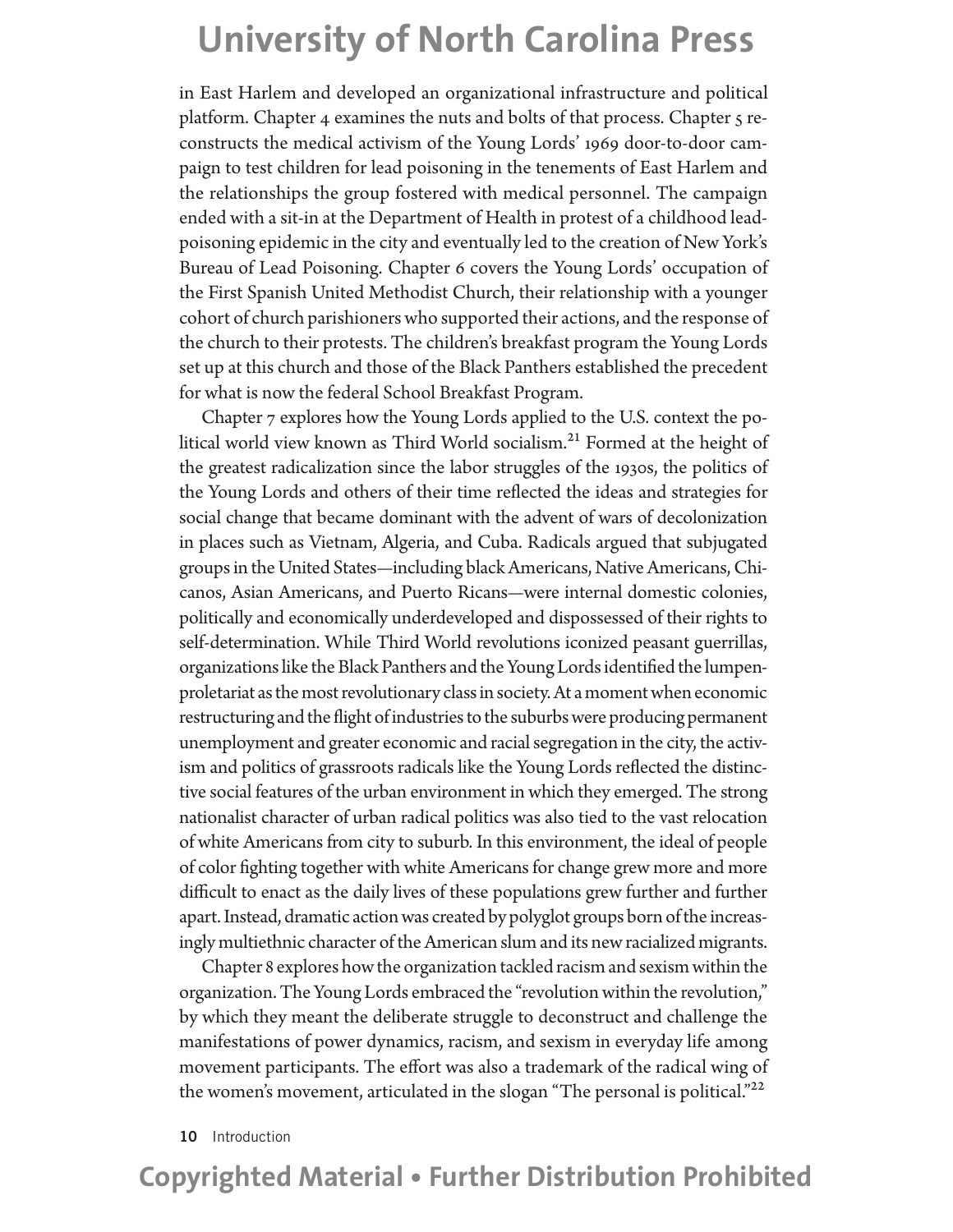in East Harlem and developed an organizational infrastructure and political platform. Chapter 4 examines the nuts and bolts of that process. Chapter 5 reconstructs the medical activism of the Young Lords' 1969 door-to-door campaign to test children for lead poisoning in the tenements of East Harlem and the relationships the group fostered with medical personnel. The campaign ended with a sit-in at the Department of Health in protest of a childhood lead-poisoning epidemic in the city and eventually led to the creation of New York's Bureau of Lead Poisoning. Chapter 6 covers the Young Lords' occupation of the First Spanish United Methodist Church, their relationship with a younger cohort of church parishioners who supported their actions, and the response of the church to their protests. The children's breakfast program the Young Lords set up at this church and those of the Black Panthers established the precedent for what is now the federal School Breakfast Program.

Chapter 7 explores how the Young Lords applied to the U.S. context the political world view known as Third World socialism.[21] Formed at the height of the greatest radicalization since the labor struggles of the 1930s, the politics of the Young Lords and others of their time reflected the ideas and strategies for social change that became dominant with the advent of wars of decolonization in places such as Vietnam, Algeria, and Cuba. Radicals argued that subjugated groups in the United States—including black Americans, Native Americans, Chicanos, Asian Americans, and Puerto Ricans—were internal domestic colonies, politically and economically underdeveloped and dispossessed of their rights to self-determination. While Third World revolutions iconized peasant guerrillas, organizations like the Black Panthers and the Young Lords identified the lumpenproletariat as the most revolutionary class in society. At a moment when economic restructuring and the flight of industries to the suburbs were producing permanent unemployment and greater economic and racial segregation in the city, the activism and politics of grassroots radicals like the Young Lords reflected the distinctive social features of the urban environment in which they emerged. The strong nationalist character of urban radical politics was also tied to the vast relocation of white Americans from city to suburb. In this environment, the ideal of people of color fighting together with white Americans for change grew more and more difficult to enact as the daily lives of these populations grew further and further apart. Instead, dramatic action was created by polyglot groups born of the increasingly multiethnic character of the American slum and its new racialized migrants.

Chapter 8 explores how the organization tackled racism and sexism within the organization. The Young Lords embraced the "revolution within the revolution," by which they meant the deliberate struggle to deconstruct and challenge the manifestations of power dynamics, racism, and sexism in everyday life among movement participants. The effort was also a trademark of the radical wing of the women's movement, articulated in the slogan "The personal is political."[22]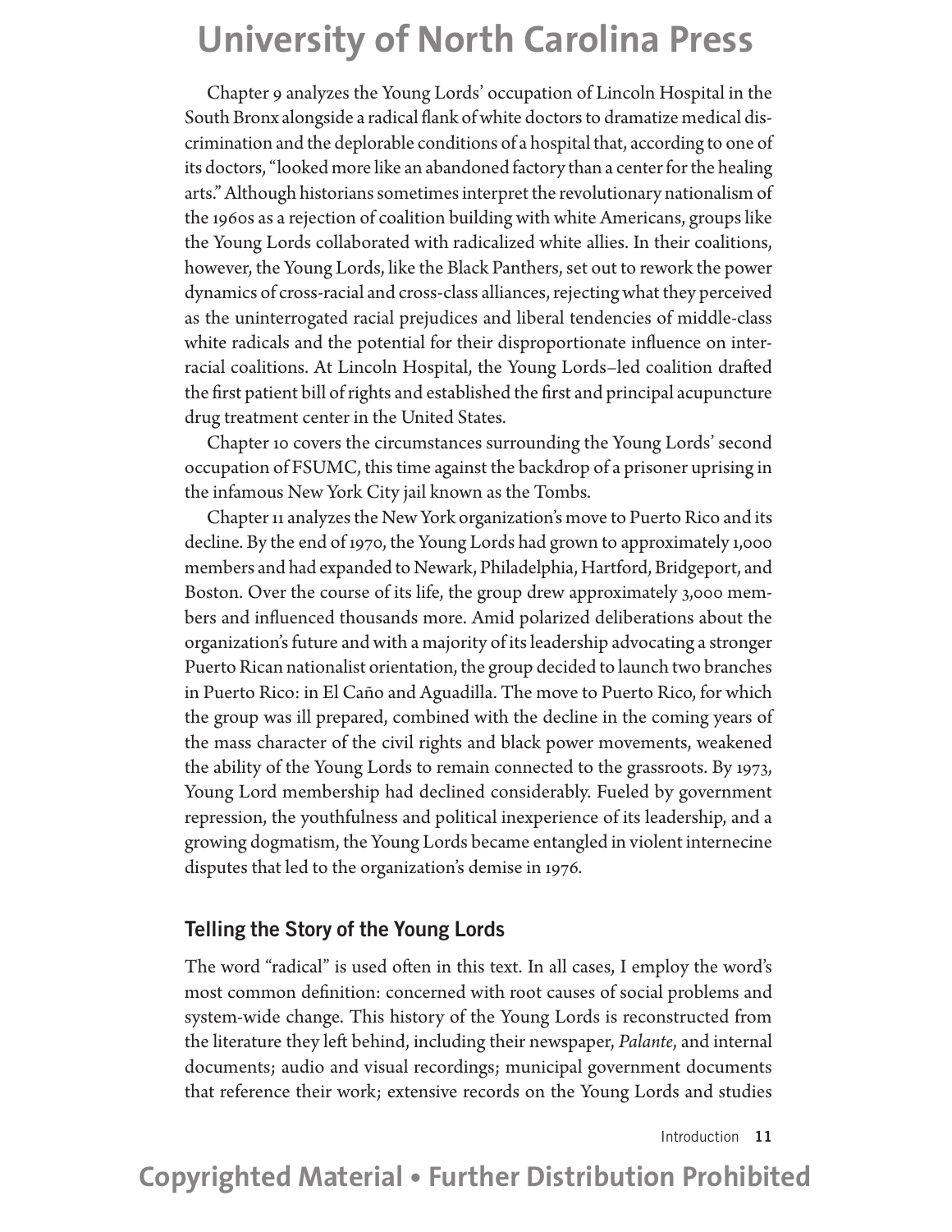Chapter 9 analyzes the Young Lords' occupation of Lincoln Hospital in the South Bronx alongside a radical flank of white doctors to dramatize medical discrimination and the deplorable conditions of a hospital that, according to one of its doctors, "looked more like an abandoned factory than a center for the healing arts." Although historians sometimes interpret the revolutionary nationalism of the 1960s as a rejection of coalition building with white Americans, groups like the Young Lords collaborated with radicalized white allies. In their coalitions, however, the Young Lords, like the Black Panthers, set out to rework the power dynamics of cross-racial and cross-class alliances, rejecting what they perceived as the uninterrogated racial prejudices and liberal tendencies of middle-class white radicals and the potential for their disproportionate influence on interracial coalitions. At Lincoln Hospital, the Young Lords–led coalition drafted the first patient bill of rights and established the first and principal acupuncture drug treatment center in the United States.

Chapter 10 covers the circumstances surrounding the Young Lords' second occupation of FSUMC, this time against the backdrop of a prisoner uprising in the infamous New York City jail known as the Tombs.

Chapter 11 analyzes the New York organization's move to Puerto Rico and its decline. By the end of 1970, the Young Lords had grown to approximately 1,000 members and had expanded to Newark, Philadelphia, Hartford, Bridgeport, and Boston. Over the course of its life, the group drew approximately 3,000 members and influenced thousands more. Amid polarized deliberations about the organization's future and with a majority of its leadership advocating a stronger Puerto Rican nationalist orientation, the group decided to launch two branches in Puerto Rico: in El Caño and Aguadilla. The move to Puerto Rico, for which the group was ill prepared, combined with the decline in the coming years of the mass character of the civil rights and black power movements, weakened the ability of the Young Lords to remain connected to the grassroots. By 1973, Young Lord membership had declined considerably. Fueled by government repression, the youthfulness and political inexperience of its leadership, and a growing dogmatism, the Young Lords became entangled in violent internecine disputes that led to the organization's demise in 1976.

## Telling the Story of the Young Lords

The word "radical" is used often in this text. In all cases, I employ the word's most common definition: concerned with root causes of social problems and system-wide change. This history of the Young Lords is reconstructed from the literature they left behind, including their newspaper, *Palante*, and internal documents; audio and visual recordings; municipal government documents that reference their work; extensive records on the Young Lords and studies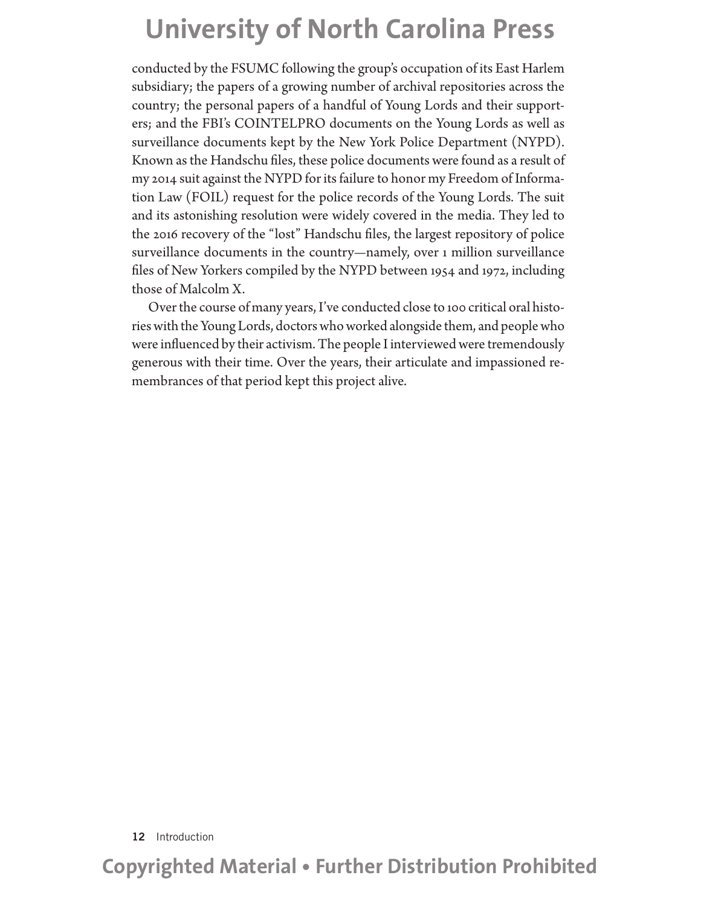conducted by the FSUMC following the group's occupation of its East Harlem subsidiary; the papers of a growing number of archival repositories across the country; the personal papers of a handful of Young Lords and their supporters; and the FBI's COINTELPRO documents on the Young Lords as well as surveillance documents kept by the New York Police Department (NYPD). Known as the Handschu files, these police documents were found as a result of my 2014 suit against the NYPD for its failure to honor my Freedom of Information Law (FOIL) request for the police records of the Young Lords. The suit and its astonishing resolution were widely covered in the media. They led to the 2016 recovery of the "lost" Handschu files, the largest repository of police surveillance documents in the country—namely, over 1 million surveillance files of New Yorkers compiled by the NYPD between 1954 and 1972, including those of Malcolm X.

Over the course of many years, I've conducted close to 100 critical oral histories with the Young Lords, doctors who worked alongside them, and people who were influenced by their activism. The people I interviewed were tremendously generous with their time. Over the years, their articulate and impassioned remembrances of that period kept this project alive.